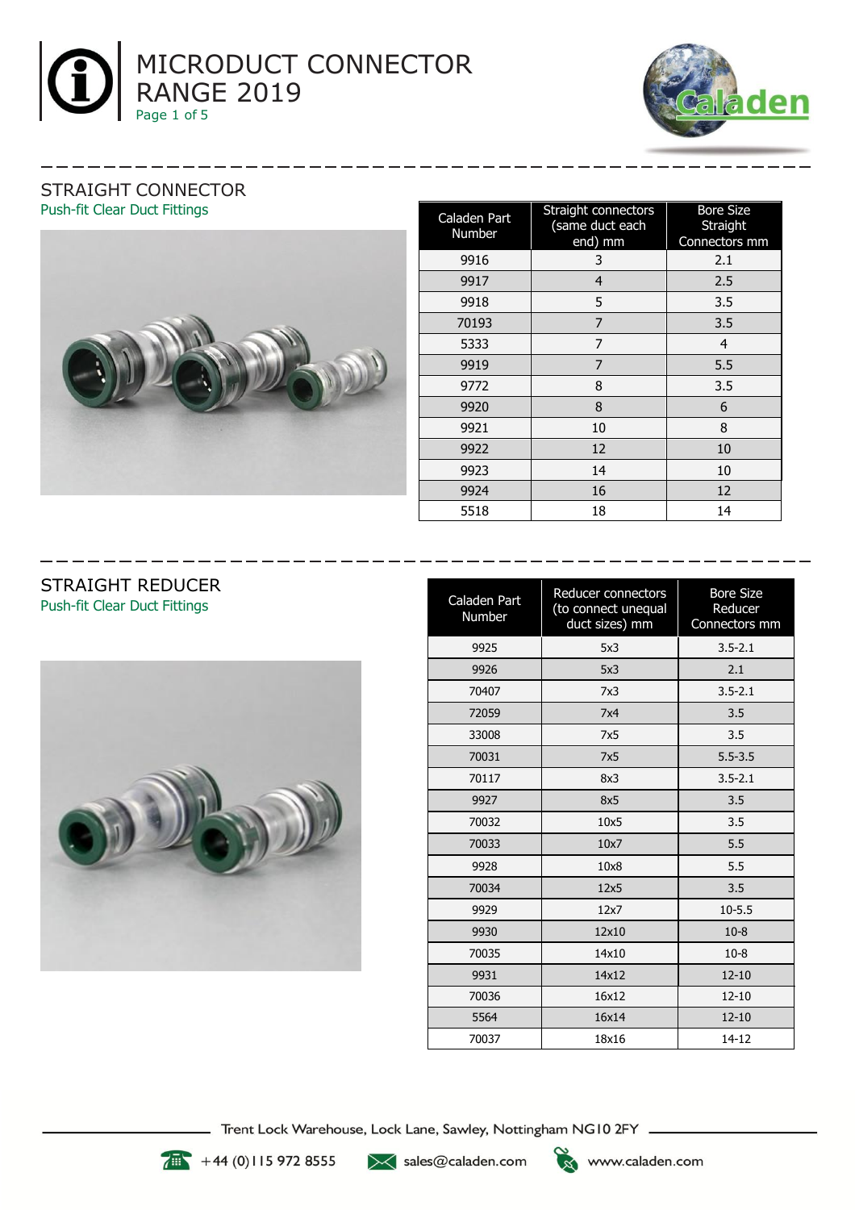# MICRODUCT CONNECTOR RANGE 2019

## STRAIGHT CONNECTOR

Push-fit Clear Duct Fittings

| Caladen Part Number | Straight connectors (same duct each end) mm | Bore Size Straight Connectors mm |
|---|---|---|
| 9916 | 3 | 2.1 |
| 9917 | 4 | 2.5 |
| 9918 | 5 | 3.5 |
| 70193 | 7 | 3.5 |
| 5333 | 7 | 4 |
| 9919 | 7 | 5.5 |
| 9772 | 8 | 3.5 |
| 9920 | 8 | 6 |
| 9921 | 10 | 8 |
| 9922 | 12 | 10 |
| 9923 | 14 | 10 |
| 9924 | 16 | 12 |
| 5518 | 18 | 14 |

## STRAIGHT REDUCER

Push-fit Clear Duct Fittings

| Caladen Part Number | Reducer connectors (to connect unequal duct sizes) mm | Bore Size Reducer Connectors mm |
|---|---|---|
| 9925 | 5x3 | 3.5-2.1 |
| 9926 | 5x3 | 2.1 |
| 70407 | 7x3 | 3.5-2.1 |
| 72059 | 7x4 | 3.5 |
| 33008 | 7x5 | 3.5 |
| 70031 | 7x5 | 5.5-3.5 |
| 70117 | 8x3 | 3.5-2.1 |
| 9927 | 8x5 | 3.5 |
| 70032 | 10x5 | 3.5 |
| 70033 | 10x7 | 5.5 |
| 9928 | 10x8 | 5.5 |
| 70034 | 12x5 | 3.5 |
| 9929 | 12x7 | 10-5.5 |
| 9930 | 12x10 | 10-8 |
| 70035 | 14x10 | 10-8 |
| 9931 | 14x12 | 12-10 |
| 70036 | 16x12 | 12-10 |
| 5564 | 16x14 | 12-10 |
| 70037 | 18x16 | 14-12 |

Trent Lock Warehouse, Lock Lane, Sawley, Nottingham NG10 2FY

+44 (0)115 972 8555 sales@caladen.com www.caladen.com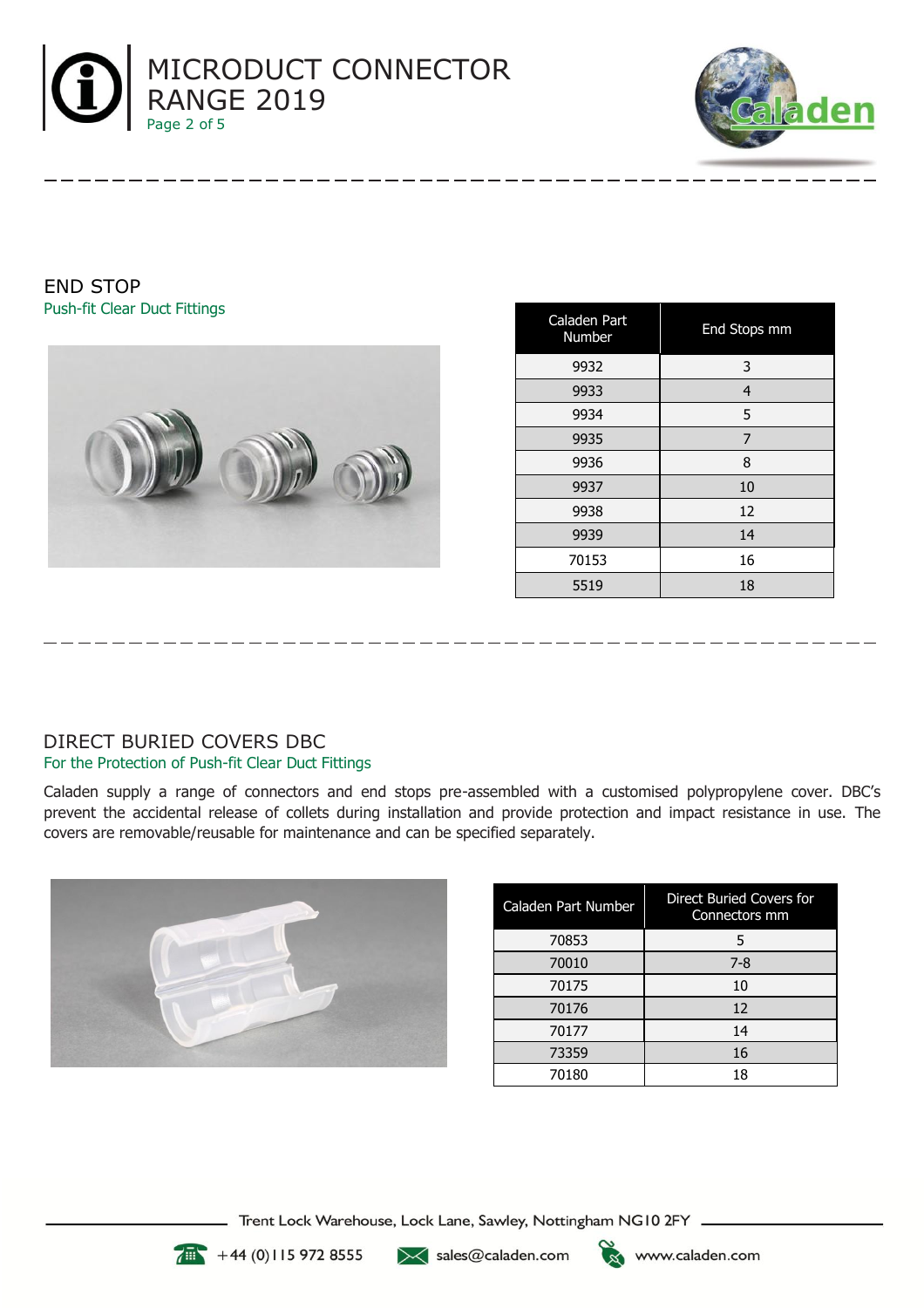## END STOP

Push-fit Clear Duct Fittings

| Caladen Part Number | End Stops mm |
|---|---|
| 9932 | 3 |
| 9933 | 4 |
| 9934 | 5 |
| 9935 | 7 |
| 9936 | 8 |
| 9937 | 10 |
| 9938 | 12 |
| 9939 | 14 |
| 70153 | 16 |
| 5519 | 18 |

## DIRECT BURIED COVERS DBC

For the Protection of Push-fit Clear Duct Fittings

Caladen supply a range of connectors and end stops pre-assembled with a customised polypropylene cover. DBC's prevent the accidental release of collets during installation and provide protection and impact resistance in use. The covers are removable/reusable for maintenance and can be specified separately.

| Caladen Part Number | Direct Buried Covers for Connectors mm |
|---|---|
| 70853 | 5 |
| 70010 | 7-8 |
| 70175 | 10 |
| 70176 | 12 |
| 70177 | 14 |
| 73359 | 16 |
| 70180 | 18 |

Trent Lock Warehouse, Lock Lane, Sawley, Nottingham NG10 2FY

+44 (0)115 972 8555 sales@caladen.com www.caladen.com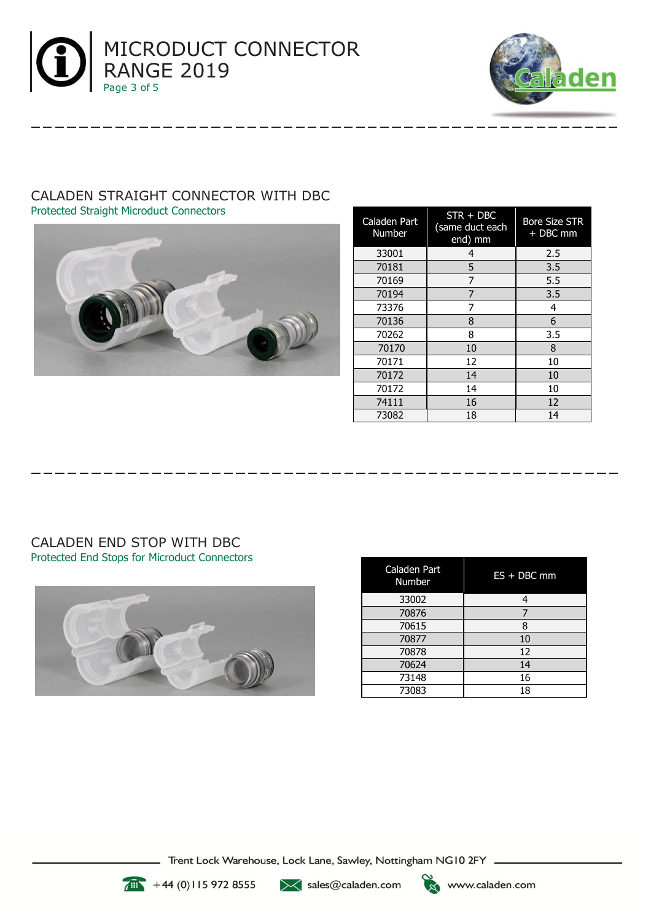# MICRODUCT CONNECTOR RANGE 2019

## CALADEN STRAIGHT CONNECTOR WITH DBC

Protected Straight Microduct Connectors

| Caladen Part Number | STR + DBC (same duct each end) mm | Bore Size STR + DBC mm |
|---|---|---|
| 33001 | 4 | 2.5 |
| 70181 | 5 | 3.5 |
| 70169 | 7 | 5.5 |
| 70194 | 7 | 3.5 |
| 73376 | 7 | 4 |
| 70136 | 8 | 6 |
| 70262 | 8 | 3.5 |
| 70170 | 10 | 8 |
| 70171 | 12 | 10 |
| 70172 | 14 | 10 |
| 70172 | 14 | 10 |
| 74111 | 16 | 12 |
| 73082 | 18 | 14 |

## CALADEN END STOP WITH DBC

Protected End Stops for Microduct Connectors

| Caladen Part Number | ES + DBC mm |
|---|---|
| 33002 | 4 |
| 70876 | 7 |
| 70615 | 8 |
| 70877 | 10 |
| 70878 | 12 |
| 70624 | 14 |
| 73148 | 16 |
| 73083 | 18 |

Trent Lock Warehouse, Lock Lane, Sawley, Nottingham NG10 2FY

+44 (0)115 972 8555 sales@caladen.com www.caladen.com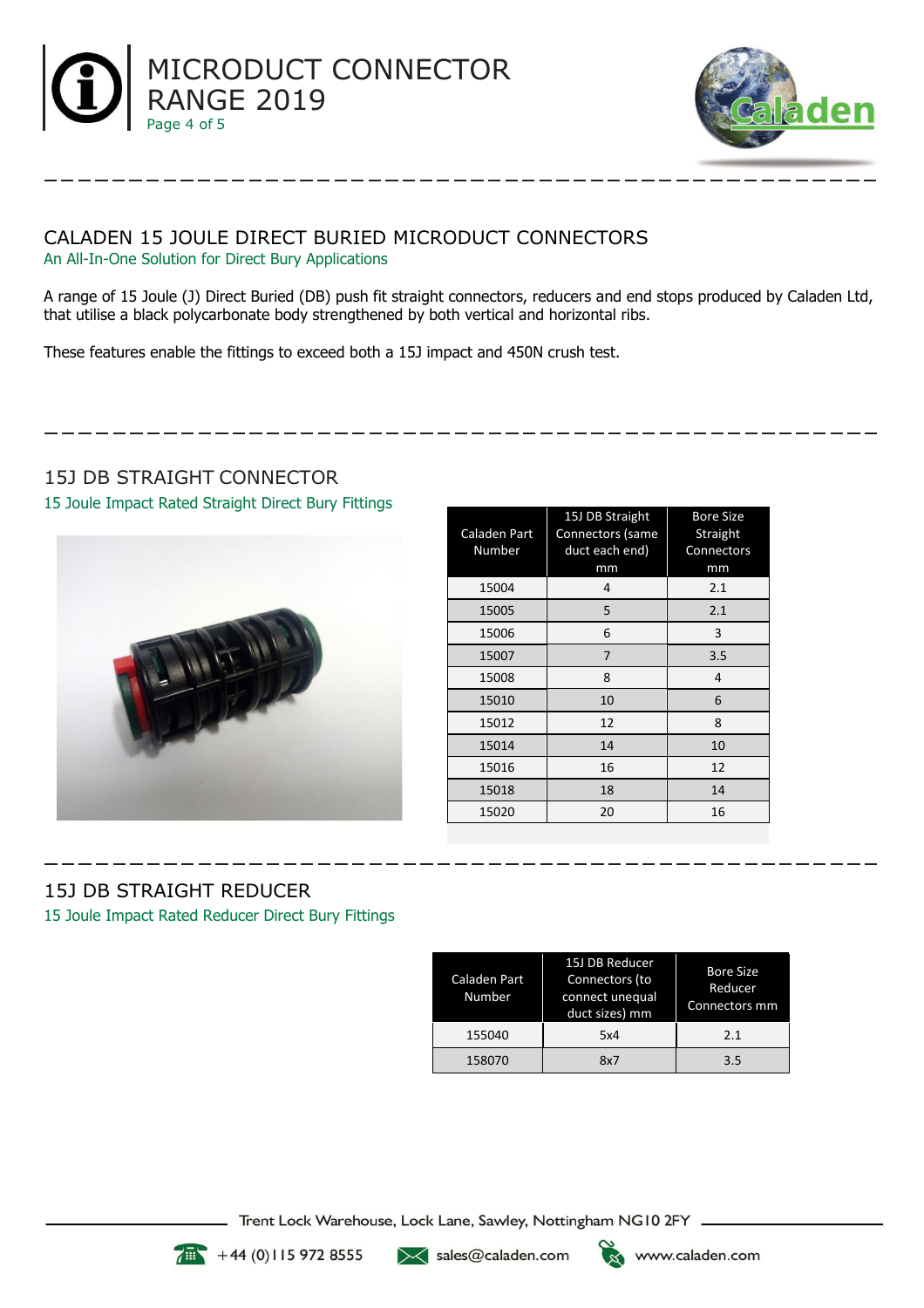## CALADEN 15 JOULE DIRECT BURIED MICRODUCT CONNECTORS

An All-In-One Solution for Direct Bury Applications

A range of 15 Joule (J) Direct Buried (DB) push fit straight connectors, reducers and end stops produced by Caladen Ltd, that utilise a black polycarbonate body strengthened by both vertical and horizontal ribs.

These features enable the fittings to exceed both a 15J impact and 450N crush test.

## 15J DB STRAIGHT CONNECTOR

15 Joule Impact Rated Straight Direct Bury Fittings

| Caladen Part Number | 15J DB Straight Connectors (same duct each end) mm | Bore Size Straight Connectors mm |
|---|---|---|
| 15004 | 4 | 2.1 |
| 15005 | 5 | 2.1 |
| 15006 | 6 | 3 |
| 15007 | 7 | 3.5 |
| 15008 | 8 | 4 |
| 15010 | 10 | 6 |
| 15012 | 12 | 8 |
| 15014 | 14 | 10 |
| 15016 | 16 | 12 |
| 15018 | 18 | 14 |
| 15020 | 20 | 16 |

## 15J DB STRAIGHT REDUCER

15 Joule Impact Rated Reducer Direct Bury Fittings

| Caladen Part Number | 15J DB Reducer Connectors (to connect unequal duct sizes) mm | Bore Size Reducer Connectors mm |
|---|---|---|
| 155040 | 5x4 | 2.1 |
| 158070 | 8x7 | 3.5 |

Trent Lock Warehouse, Lock Lane, Sawley, Nottingham NG10 2FY

+44 (0)115 972 8555 sales@caladen.com www.caladen.com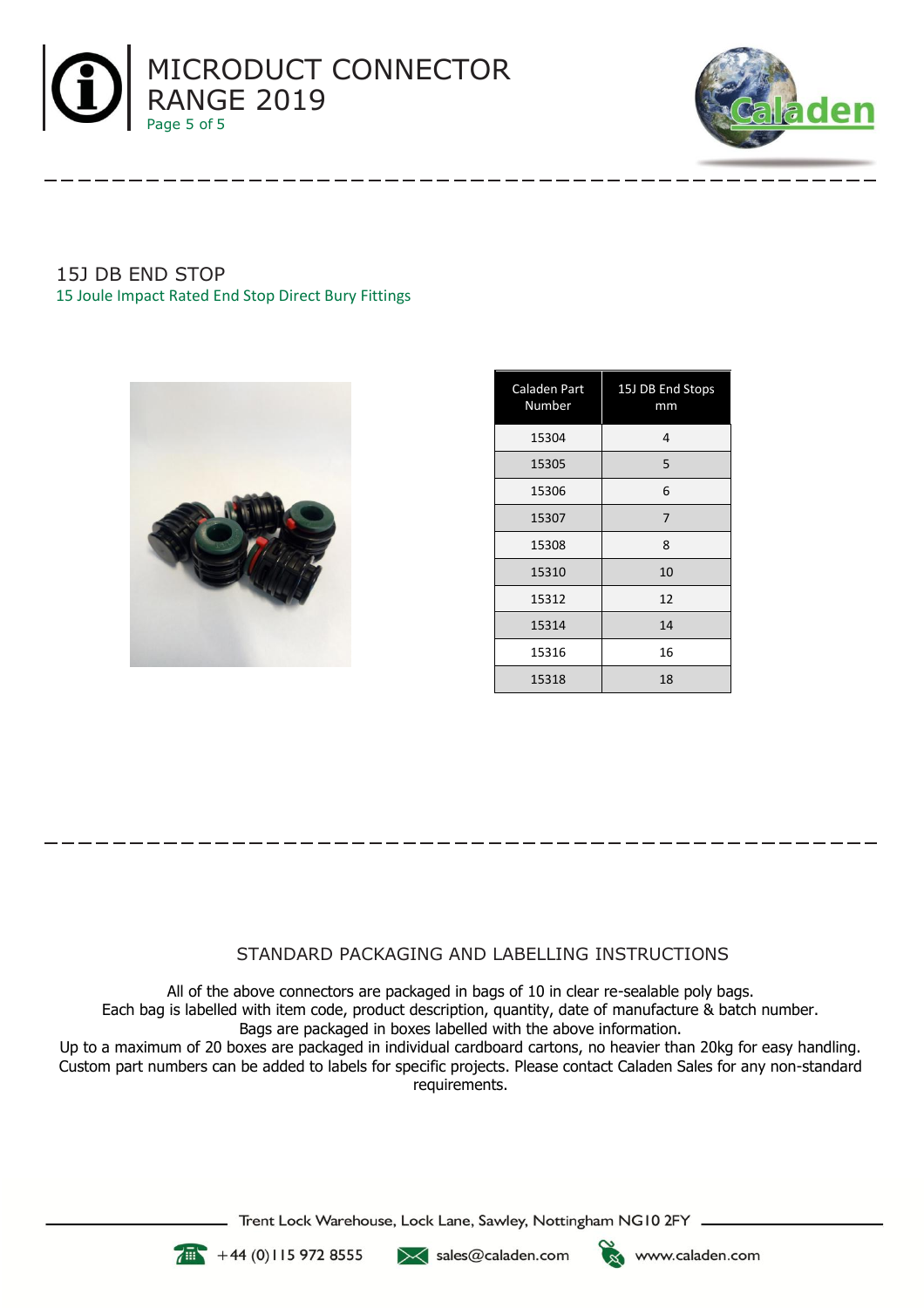## 15J DB END STOP

15 Joule Impact Rated End Stop Direct Bury Fittings

| Caladen Part Number | 15J DB End Stops mm |
|---|---|
| 15304 | 4 |
| 15305 | 5 |
| 15306 | 6 |
| 15307 | 7 |
| 15308 | 8 |
| 15310 | 10 |
| 15312 | 12 |
| 15314 | 14 |
| 15316 | 16 |
| 15318 | 18 |

## STANDARD PACKAGING AND LABELLING INSTRUCTIONS

All of the above connectors are packaged in bags of 10 in clear re-sealable poly bags.
Each bag is labelled with item code, product description, quantity, date of manufacture & batch number.
Bags are packaged in boxes labelled with the above information.
Up to a maximum of 20 boxes are packaged in individual cardboard cartons, no heavier than 20kg for easy handling.
Custom part numbers can be added to labels for specific projects. Please contact Caladen Sales for any non-standard requirements.

Trent Lock Warehouse, Lock Lane, Sawley, Nottingham NG10 2FY

+44 (0)115 972 8555 sales@caladen.com www.caladen.com